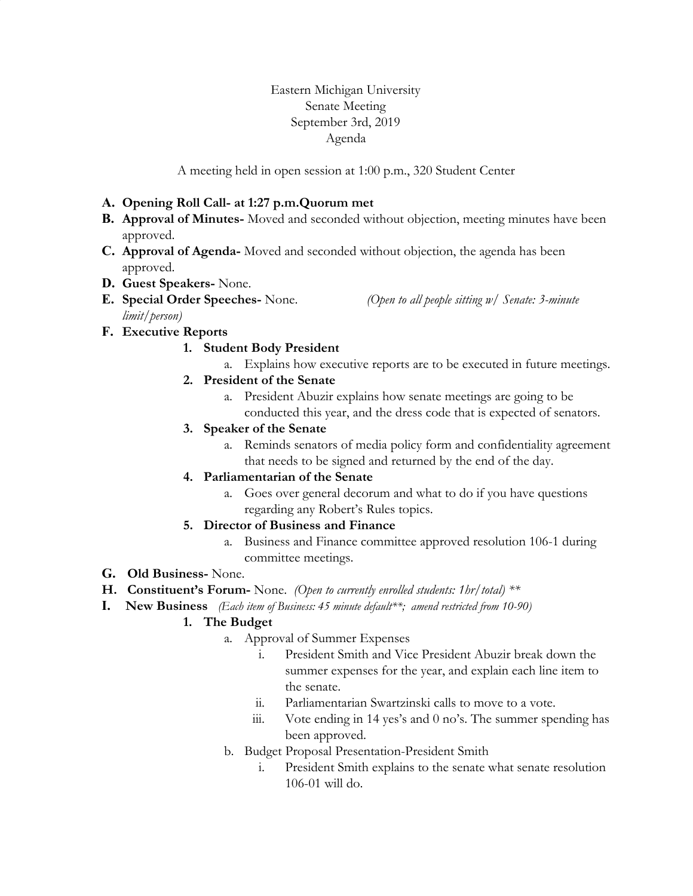Eastern Michigan University
Senate Meeting
September 3rd, 2019
Agenda

A meeting held in open session at 1:00 p.m., 320 Student Center

A. **Opening Roll Call- at 1:27 p.m.Quorum met**
B. **Approval of Minutes-** Moved and seconded without objection, meeting minutes have been approved.
C. **Approval of Agenda-** Moved and seconded without objection, the agenda has been approved.
D. **Guest Speakers-** None.
E. **Special Order Speeches-** None. *(Open to all people sitting w/ Senate: 3-minute limit/person)*
F. **Executive Reports**
   1. **Student Body President**
      a. Explains how executive reports are to be executed in future meetings.
   2. **President of the Senate**
      a. President Abuzir explains how senate meetings are going to be conducted this year, and the dress code that is expected of senators.
   3. **Speaker of the Senate**
      a. Reminds senators of media policy form and confidentiality agreement that needs to be signed and returned by the end of the day.
   4. **Parliamentarian of the Senate**
      a. Goes over general decorum and what to do if you have questions regarding any Robert's Rules topics.
   5. **Director of Business and Finance**
      a. Business and Finance committee approved resolution 106-1 during committee meetings.
G. **Old Business-** None.
H. **Constituent's Forum-** None. *(Open to currently enrolled students: 1hr/total) ***
I. **New Business** *(Each item of Business: 45 minute default**; amend restricted from 10-90)*
   1. **The Budget**
      a. Approval of Summer Expenses
         i. President Smith and Vice President Abuzir break down the summer expenses for the year, and explain each line item to the senate.
         ii. Parliamentarian Swartzinski calls to move to a vote.
         iii. Vote ending in 14 yes's and 0 no's. The summer spending has been approved.
      b. Budget Proposal Presentation-President Smith
         i. President Smith explains to the senate what senate resolution 106-01 will do.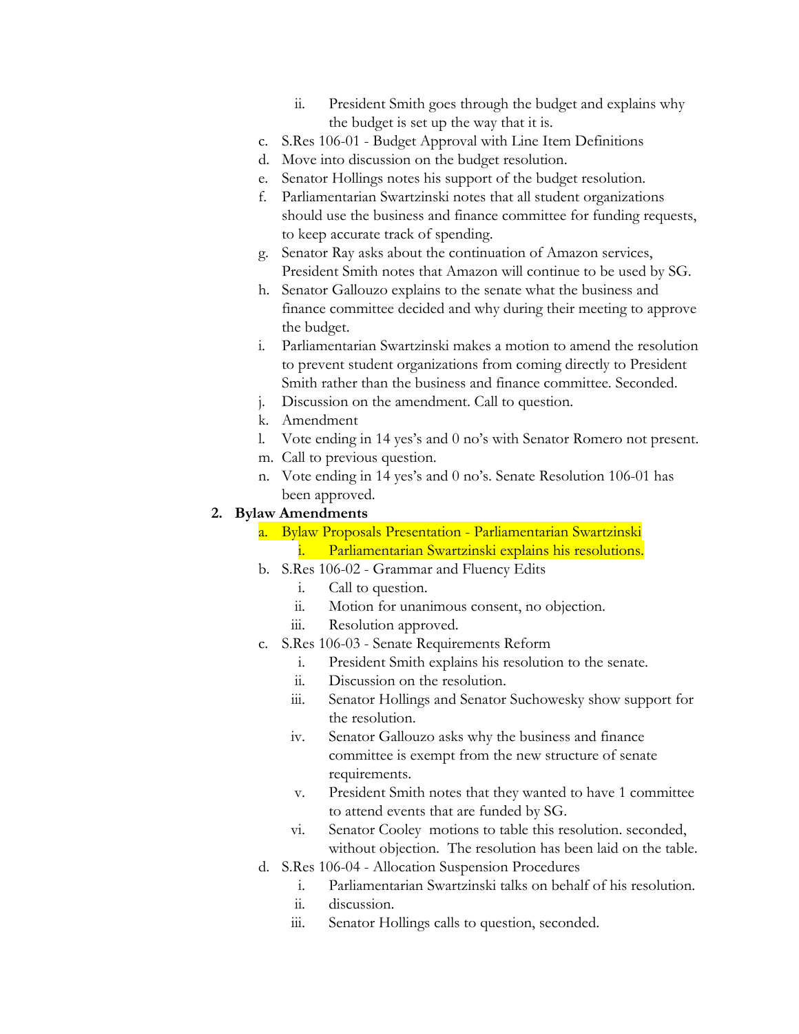ii. President Smith goes through the budget and explains why the budget is set up the way that it is.

c. S.Res 106-01 - Budget Approval with Line Item Definitions
d. Move into discussion on the budget resolution.
e. Senator Hollings notes his support of the budget resolution.
f. Parliamentarian Swartzinski notes that all student organizations should use the business and finance committee for funding requests, to keep accurate track of spending.
g. Senator Ray asks about the continuation of Amazon services, President Smith notes that Amazon will continue to be used by SG.
h. Senator Gallouzo explains to the senate what the business and finance committee decided and why during their meeting to approve the budget.
i. Parliamentarian Swartzinski makes a motion to amend the resolution to prevent student organizations from coming directly to President Smith rather than the business and finance committee. Seconded.
j. Discussion on the amendment. Call to question.
k. Amendment
l. Vote ending in 14 yes's and 0 no's with Senator Romero not present.
m. Call to previous question.
n. Vote ending in 14 yes's and 0 no's. Senate Resolution 106-01 has been approved.

**2. Bylaw Amendments**

a. Bylaw Proposals Presentation - Parliamentarian Swartzinski
   i. Parliamentarian Swartzinski explains his resolutions.

b. S.Res 106-02 - Grammar and Fluency Edits
   i. Call to question.
   ii. Motion for unanimous consent, no objection.
   iii. Resolution approved.

c. S.Res 106-03 - Senate Requirements Reform
   i. President Smith explains his resolution to the senate.
   ii. Discussion on the resolution.
   iii. Senator Hollings and Senator Suchowesky show support for the resolution.
   iv. Senator Gallouzo asks why the business and finance committee is exempt from the new structure of senate requirements.
   v. President Smith notes that they wanted to have 1 committee to attend events that are funded by SG.
   vi. Senator Cooley motions to table this resolution. seconded, without objection. The resolution has been laid on the table.

d. S.Res 106-04 - Allocation Suspension Procedures
   i. Parliamentarian Swartzinski talks on behalf of his resolution.
   ii. discussion.
   iii. Senator Hollings calls to question, seconded.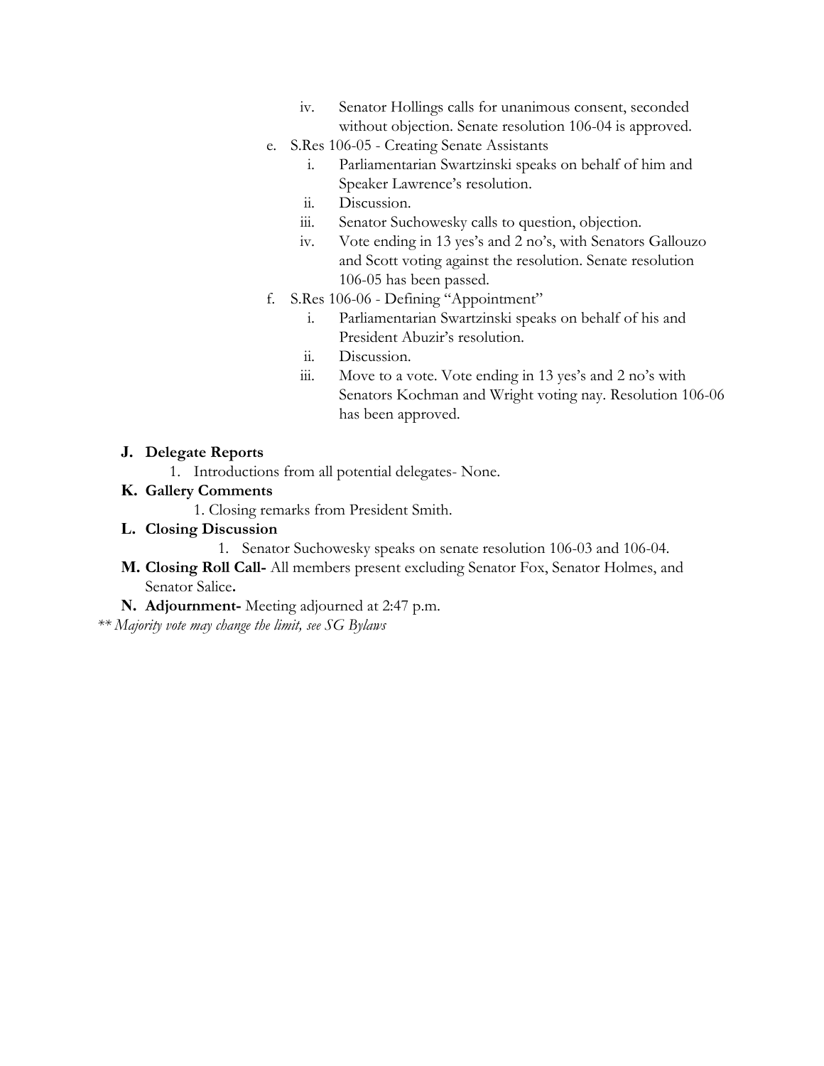- iv. Senator Hollings calls for unanimous consent, seconded without objection. Senate resolution 106-04 is approved.

- e. S.Res 106-05 - Creating Senate Assistants
   - i. Parliamentarian Swartzinski speaks on behalf of him and Speaker Lawrence's resolution.
   - ii. Discussion.
   - iii. Senator Suchowesky calls to question, objection.
   - iv. Vote ending in 13 yes's and 2 no's, with Senators Gallouzo and Scott voting against the resolution. Senate resolution 106-05 has been passed.
- f. S.Res 106-06 - Defining "Appointment"
   - i. Parliamentarian Swartzinski speaks on behalf of his and President Abuzir's resolution.
   - ii. Discussion.
   - iii. Move to a vote. Vote ending in 13 yes's and 2 no's with Senators Kochman and Wright voting nay. Resolution 106-06 has been approved.

**J. Delegate Reports**

1. Introductions from all potential delegates- None.

**K. Gallery Comments**

1. Closing remarks from President Smith.

**L. Closing Discussion**

1. Senator Suchowesky speaks on senate resolution 106-03 and 106-04.

**M. Closing Roll Call-** All members present excluding Senator Fox, Senator Holmes, and Senator Salice**.**

**N. Adjournment-** Meeting adjourned at 2:47 p.m.

*** Majority vote may change the limit, see SG Bylaws*